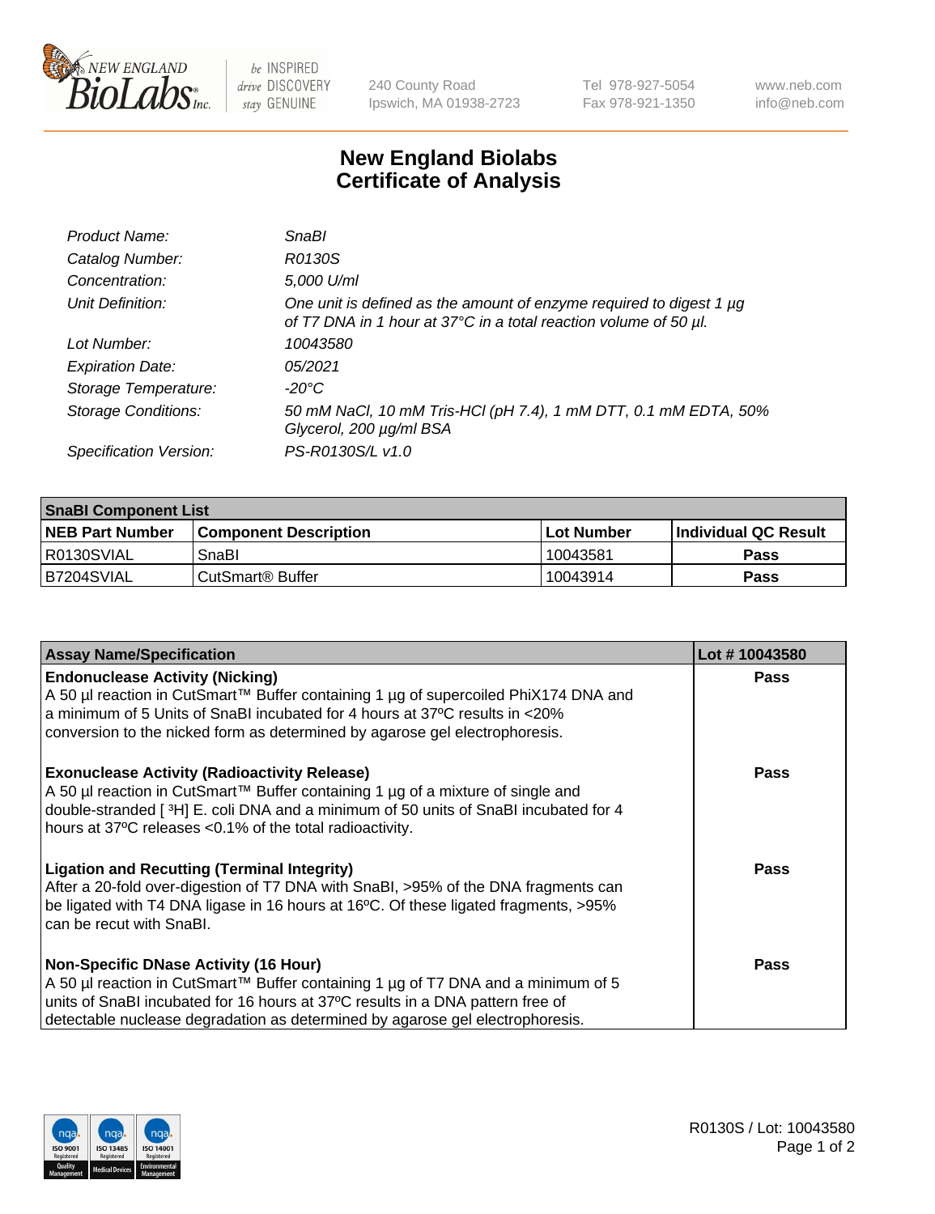# New England Biolabs Certificate of Analysis

| | |
|---|---|
| *Product Name:* | *SnaBI* |
| *Catalog Number:* | *R0130S* |
| *Concentration:* | *5,000 U/ml* |
| *Unit Definition:* | *One unit is defined as the amount of enzyme required to digest 1 µg of T7 DNA in 1 hour at 37°C in a total reaction volume of 50 µl.* |
| *Lot Number:* | *10043580* |
| *Expiration Date:* | *05/2021* |
| *Storage Temperature:* | *-20°C* |
| *Storage Conditions:* | *50 mM NaCl, 10 mM Tris-HCl (pH 7.4), 1 mM DTT, 0.1 mM EDTA, 50% Glycerol, 200 µg/ml BSA* |
| *Specification Version:* | *PS-R0130S/L v1.0* |

| SnaBI Component List | | | |
|---|---|---|---|
| **NEB Part Number** | **Component Description** | **Lot Number** | **Individual QC Result** |
| R0130SVIAL | SnaBI | 10043581 | **Pass** |
| B7204SVIAL | CutSmart® Buffer | 10043914 | **Pass** |

| Assay Name/Specification | Lot # 10043580 |
|---|---|
| **Endonuclease Activity (Nicking)** A 50 µl reaction in CutSmart™ Buffer containing 1 µg of supercoiled PhiX174 DNA and a minimum of 5 Units of SnaBI incubated for 4 hours at 37ºC results in <20% conversion to the nicked form as determined by agarose gel electrophoresis. | **Pass** |
| **Exonuclease Activity (Radioactivity Release)** A 50 µl reaction in CutSmart™ Buffer containing 1 µg of a mixture of single and double-stranded [ $^{3}$H] E. coli DNA and a minimum of 50 units of SnaBI incubated for 4 hours at 37ºC releases <0.1% of the total radioactivity. | **Pass** |
| **Ligation and Recutting (Terminal Integrity)** After a 20-fold over-digestion of T7 DNA with SnaBI, >95% of the DNA fragments can be ligated with T4 DNA ligase in 16 hours at 16ºC. Of these ligated fragments, >95% can be recut with SnaBI. | **Pass** |
| **Non-Specific DNase Activity (16 Hour)** A 50 µl reaction in CutSmart™ Buffer containing 1 µg of T7 DNA and a minimum of 5 units of SnaBI incubated for 16 hours at 37ºC results in a DNA pattern free of detectable nuclease degradation as determined by agarose gel electrophoresis. | **Pass** |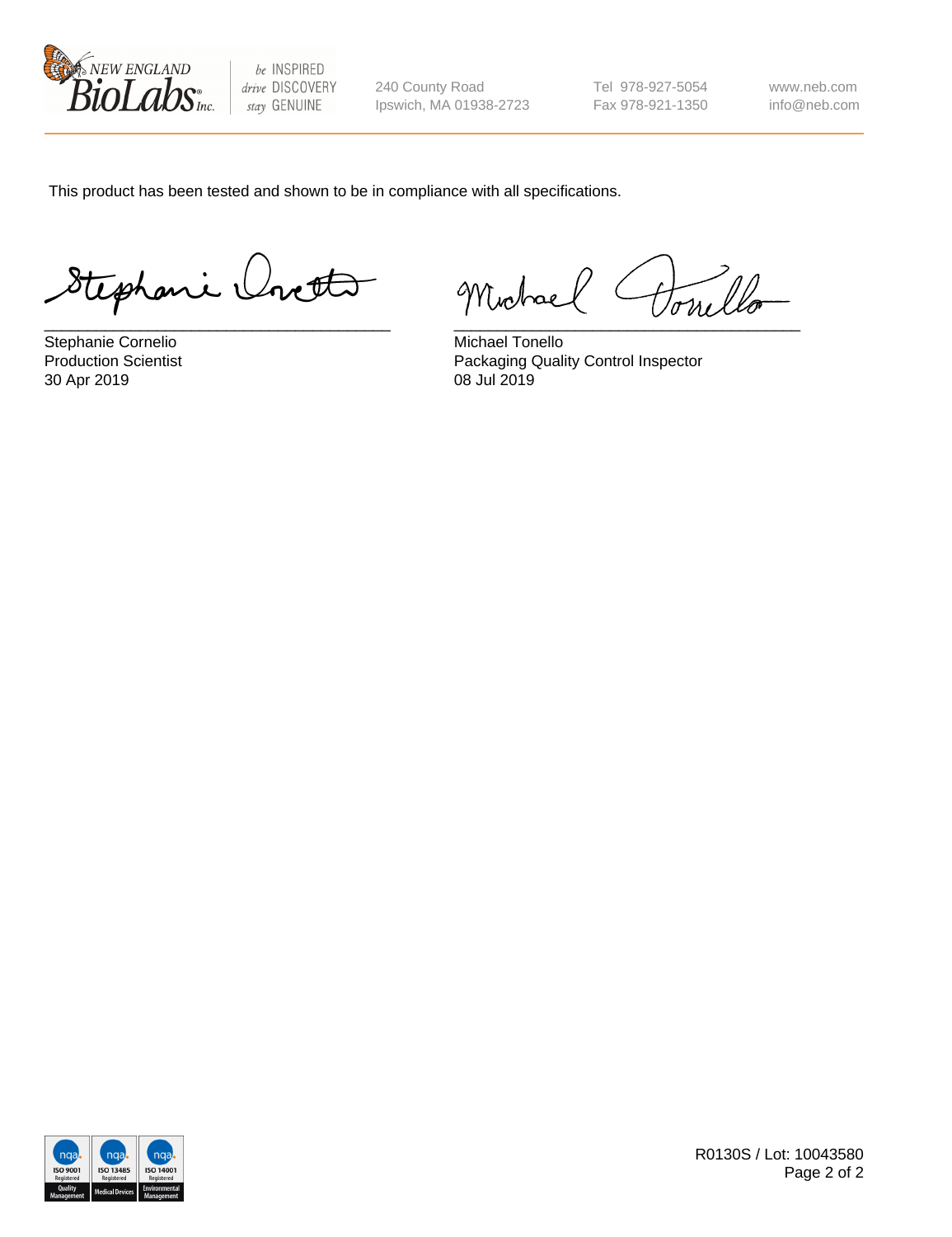This product has been tested and shown to be in compliance with all specifications.

Stephanie Cornelio
Production Scientist
30 Apr 2019

Michael Tonello
Packaging Quality Control Inspector
08 Jul 2019

R0130S / Lot: 10043580